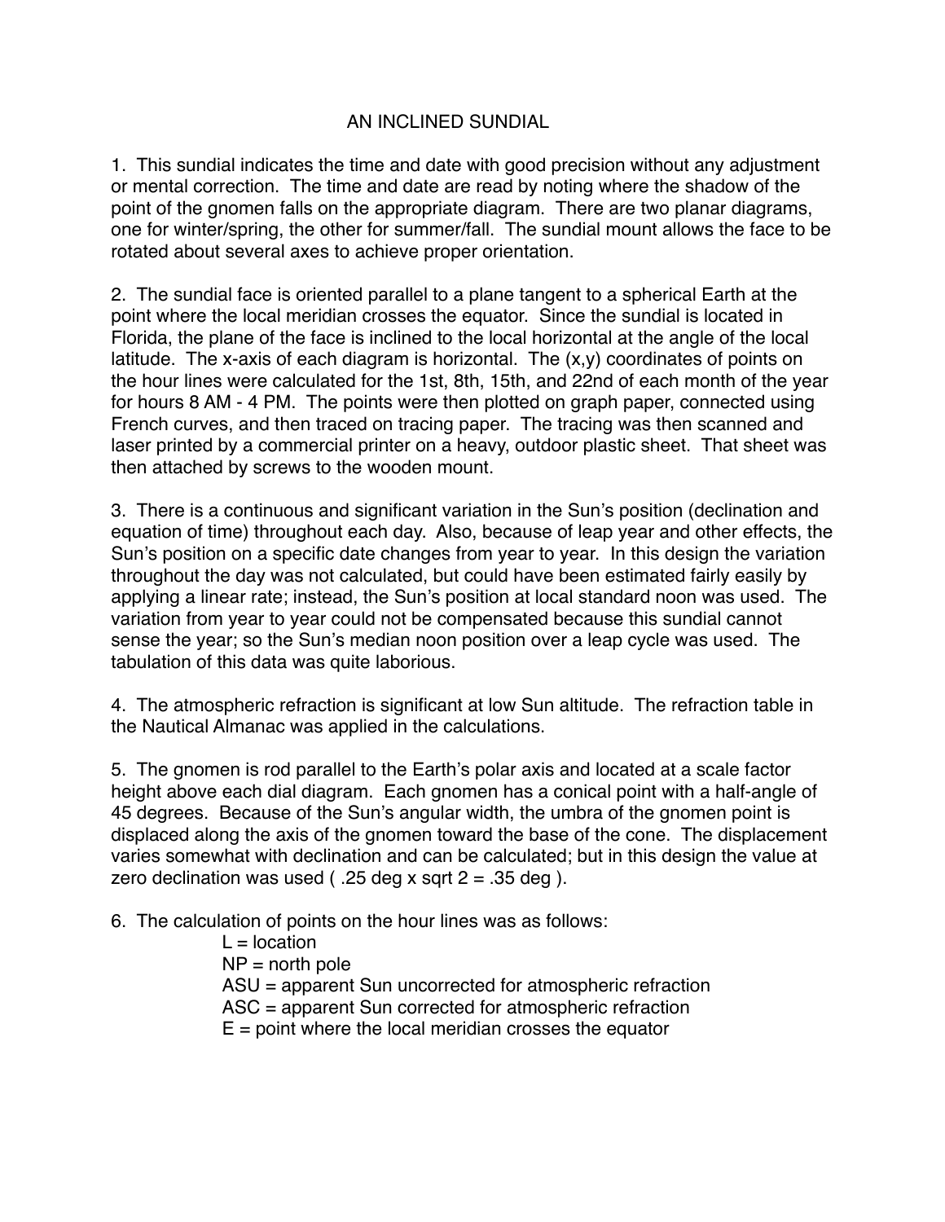# AN INCLINED SUNDIAL

1. This sundial indicates the time and date with good precision without any adjustment or mental correction. The time and date are read by noting where the shadow of the point of the gnomen falls on the appropriate diagram. There are two planar diagrams, one for winter/spring, the other for summer/fall. The sundial mount allows the face to be rotated about several axes to achieve proper orientation.

2. The sundial face is oriented parallel to a plane tangent to a spherical Earth at the point where the local meridian crosses the equator. Since the sundial is located in Florida, the plane of the face is inclined to the local horizontal at the angle of the local latitude. The x-axis of each diagram is horizontal. The (x,y) coordinates of points on the hour lines were calculated for the 1st, 8th, 15th, and 22nd of each month of the year for hours 8 AM - 4 PM. The points were then plotted on graph paper, connected using French curves, and then traced on tracing paper. The tracing was then scanned and laser printed by a commercial printer on a heavy, outdoor plastic sheet. That sheet was then attached by screws to the wooden mount.

3. There is a continuous and significant variation in the Sun's position (declination and equation of time) throughout each day. Also, because of leap year and other effects, the Sun's position on a specific date changes from year to year. In this design the variation throughout the day was not calculated, but could have been estimated fairly easily by applying a linear rate; instead, the Sun's position at local standard noon was used. The variation from year to year could not be compensated because this sundial cannot sense the year; so the Sun's median noon position over a leap cycle was used. The tabulation of this data was quite laborious.

4. The atmospheric refraction is significant at low Sun altitude. The refraction table in the Nautical Almanac was applied in the calculations.

5. The gnomen is rod parallel to the Earth's polar axis and located at a scale factor height above each dial diagram. Each gnomen has a conical point with a half-angle of 45 degrees. Because of the Sun's angular width, the umbra of the gnomen point is displaced along the axis of the gnomen toward the base of the cone. The displacement varies somewhat with declination and can be calculated; but in this design the value at zero declination was used ( .25 deg x sqrt 2 = .35 deg ).

6. The calculation of points on the hour lines was as follows:

   L = location
   NP = north pole
   ASU = apparent Sun uncorrected for atmospheric refraction
   ASC = apparent Sun corrected for atmospheric refraction
   E = point where the local meridian crosses the equator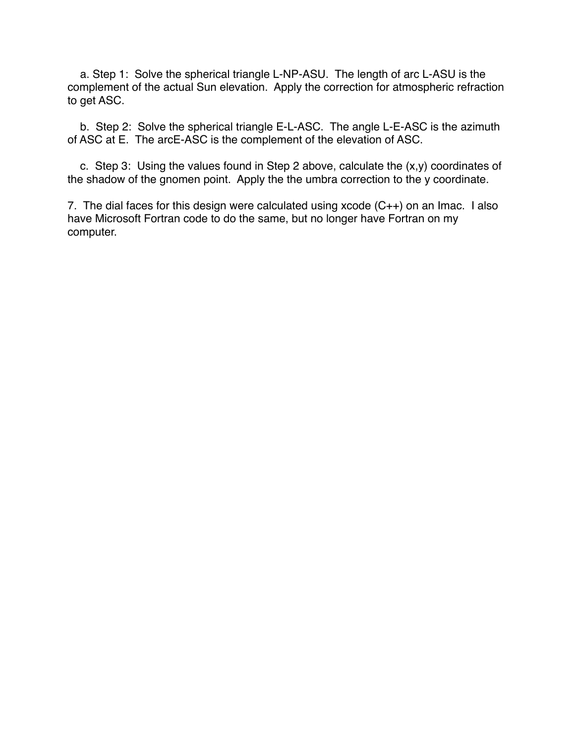a. Step 1: Solve the spherical triangle L-NP-ASU. The length of arc L-ASU is the complement of the actual Sun elevation. Apply the correction for atmospheric refraction to get ASC.

b. Step 2: Solve the spherical triangle E-L-ASC. The angle L-E-ASC is the azimuth of ASC at E. The arcE-ASC is the complement of the elevation of ASC.

c. Step 3: Using the values found in Step 2 above, calculate the (x,y) coordinates of the shadow of the gnomen point. Apply the the umbra correction to the y coordinate.

7. The dial faces for this design were calculated using xcode (C++) on an Imac. I also have Microsoft Fortran code to do the same, but no longer have Fortran on my computer.